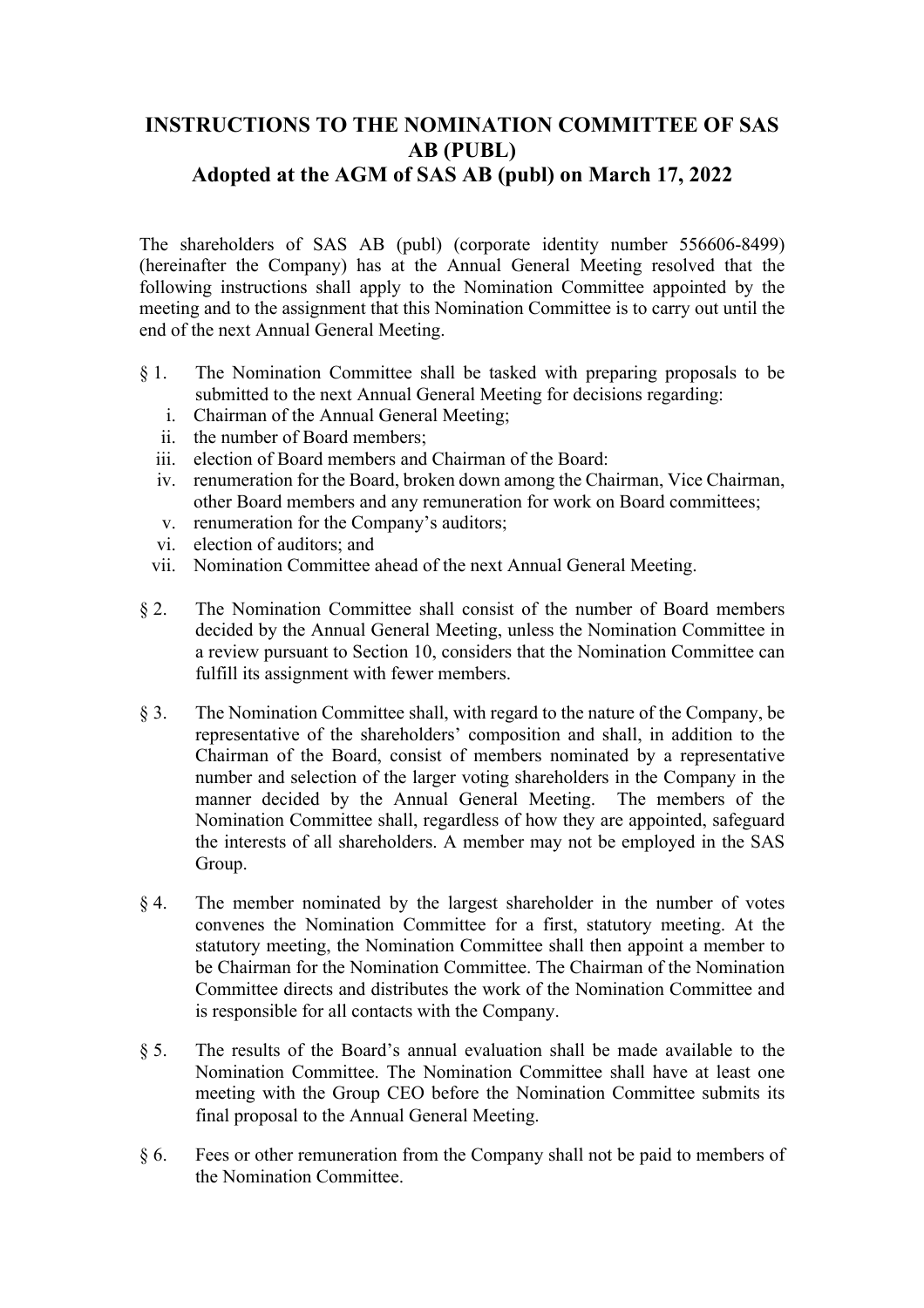# INSTRUCTIONS TO THE NOMINATION COMMITTEE OF SAS AB (PUBL)
## Adopted at the AGM of SAS AB (publ) on March 17, 2022

The shareholders of SAS AB (publ) (corporate identity number 556606-8499) (hereinafter the Company) has at the Annual General Meeting resolved that the following instructions shall apply to the Nomination Committee appointed by the meeting and to the assignment that this Nomination Committee is to carry out until the end of the next Annual General Meeting.

§ 1. The Nomination Committee shall be tasked with preparing proposals to be submitted to the next Annual General Meeting for decisions regarding:

i. Chairman of the Annual General Meeting;
ii. the number of Board members;
iii. election of Board members and Chairman of the Board:
iv. renumeration for the Board, broken down among the Chairman, Vice Chairman, other Board members and any remuneration for work on Board committees;
v. renumeration for the Company's auditors;
vi. election of auditors; and
vii. Nomination Committee ahead of the next Annual General Meeting.

§ 2. The Nomination Committee shall consist of the number of Board members decided by the Annual General Meeting, unless the Nomination Committee in a review pursuant to Section 10, considers that the Nomination Committee can fulfill its assignment with fewer members.

§ 3. The Nomination Committee shall, with regard to the nature of the Company, be representative of the shareholders' composition and shall, in addition to the Chairman of the Board, consist of members nominated by a representative number and selection of the larger voting shareholders in the Company in the manner decided by the Annual General Meeting. The members of the Nomination Committee shall, regardless of how they are appointed, safeguard the interests of all shareholders. A member may not be employed in the SAS Group.

§ 4. The member nominated by the largest shareholder in the number of votes convenes the Nomination Committee for a first, statutory meeting. At the statutory meeting, the Nomination Committee shall then appoint a member to be Chairman for the Nomination Committee. The Chairman of the Nomination Committee directs and distributes the work of the Nomination Committee and is responsible for all contacts with the Company.

§ 5. The results of the Board's annual evaluation shall be made available to the Nomination Committee. The Nomination Committee shall have at least one meeting with the Group CEO before the Nomination Committee submits its final proposal to the Annual General Meeting.

§ 6. Fees or other remuneration from the Company shall not be paid to members of the Nomination Committee.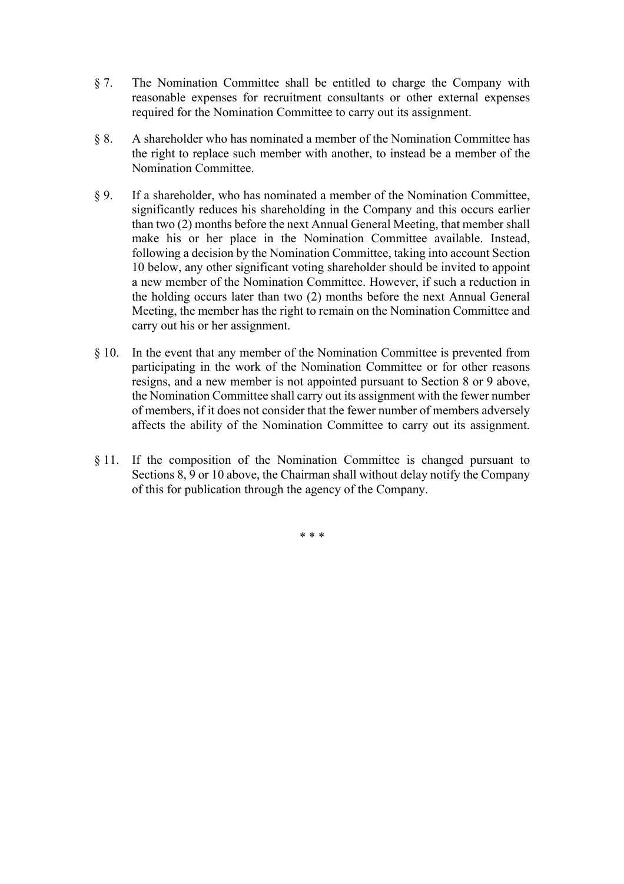§ 7. The Nomination Committee shall be entitled to charge the Company with reasonable expenses for recruitment consultants or other external expenses required for the Nomination Committee to carry out its assignment.

§ 8. A shareholder who has nominated a member of the Nomination Committee has the right to replace such member with another, to instead be a member of the Nomination Committee.

§ 9. If a shareholder, who has nominated a member of the Nomination Committee, significantly reduces his shareholding in the Company and this occurs earlier than two (2) months before the next Annual General Meeting, that member shall make his or her place in the Nomination Committee available. Instead, following a decision by the Nomination Committee, taking into account Section 10 below, any other significant voting shareholder should be invited to appoint a new member of the Nomination Committee. However, if such a reduction in the holding occurs later than two (2) months before the next Annual General Meeting, the member has the right to remain on the Nomination Committee and carry out his or her assignment.

§ 10. In the event that any member of the Nomination Committee is prevented from participating in the work of the Nomination Committee or for other reasons resigns, and a new member is not appointed pursuant to Section 8 or 9 above, the Nomination Committee shall carry out its assignment with the fewer number of members, if it does not consider that the fewer number of members adversely affects the ability of the Nomination Committee to carry out its assignment.

§ 11. If the composition of the Nomination Committee is changed pursuant to Sections 8, 9 or 10 above, the Chairman shall without delay notify the Company of this for publication through the agency of the Company.

\* \* \*